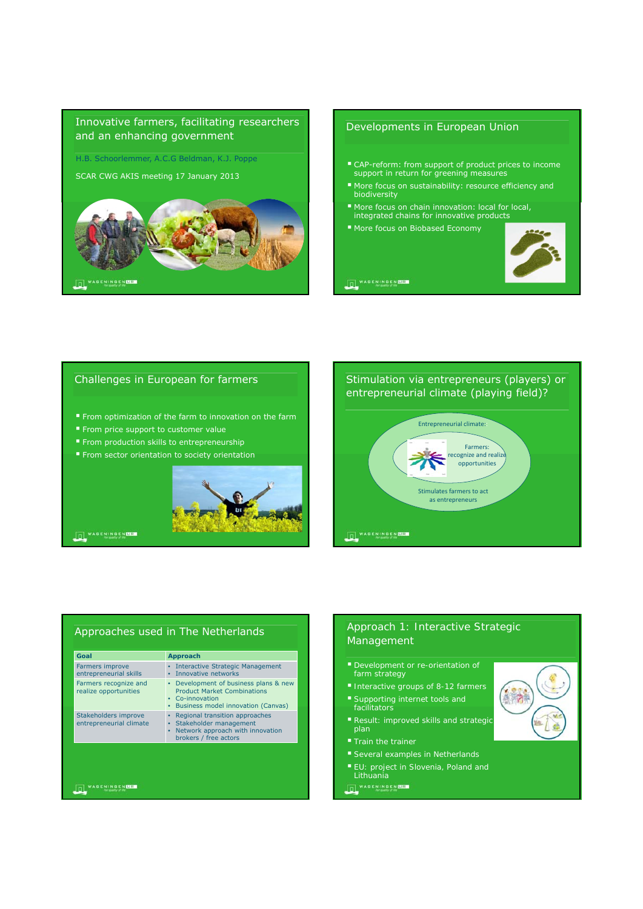## Innovative farmers, facilitating researchers and an enhancing government

H.B. Schoorlemmer, A.C.G Beldman, K.J. Poppe

SCAR CWG AKIS meeting 17 January 2013

## Developments in European Union

- CAP-reform: from support of product prices to income support in return for greening measures
- More focus on sustainability: resource efficiency and biodiversity
- More focus on chain innovation: local for local, integrated chains for innovative products
- More focus on Biobased Economy

## Challenges in European for farmers

- From optimization of the farm to innovation on the farm
- From price support to customer value
- From production skills to entrepreneurship
- From sector orientation to society orientation

## Stimulation via entrepreneurs (players) or entrepreneurial climate (playing field)?

Entrepreneurial climate:

Farmers: recognize and realize opportunities

Stimulates farmers to act as entrepreneurs

## Approaches used in The Netherlands

| Goal | Approach |
| --- | --- |
| Farmers improve entrepreneurial skills | • Interactive Strategic Management<br>• Innovative networks |
| Farmers recognize and realize opportunities | • Development of business plans & new Product Market Combinations<br>• Co-innovation<br>• Business model innovation (Canvas) |
| Stakeholders improve entrepreneurial climate | • Regional transition approaches<br>• Stakeholder management<br>• Network approach with innovation brokers / free actors |

## Approach 1: Interactive Strategic Management

- Development or re-orientation of farm strategy
- Interactive groups of 8-12 farmers
- Supporting internet tools and facilitators
- Result: improved skills and strategic plan
- Train the trainer
- Several examples in Netherlands
- EU: project in Slovenia, Poland and Lithuania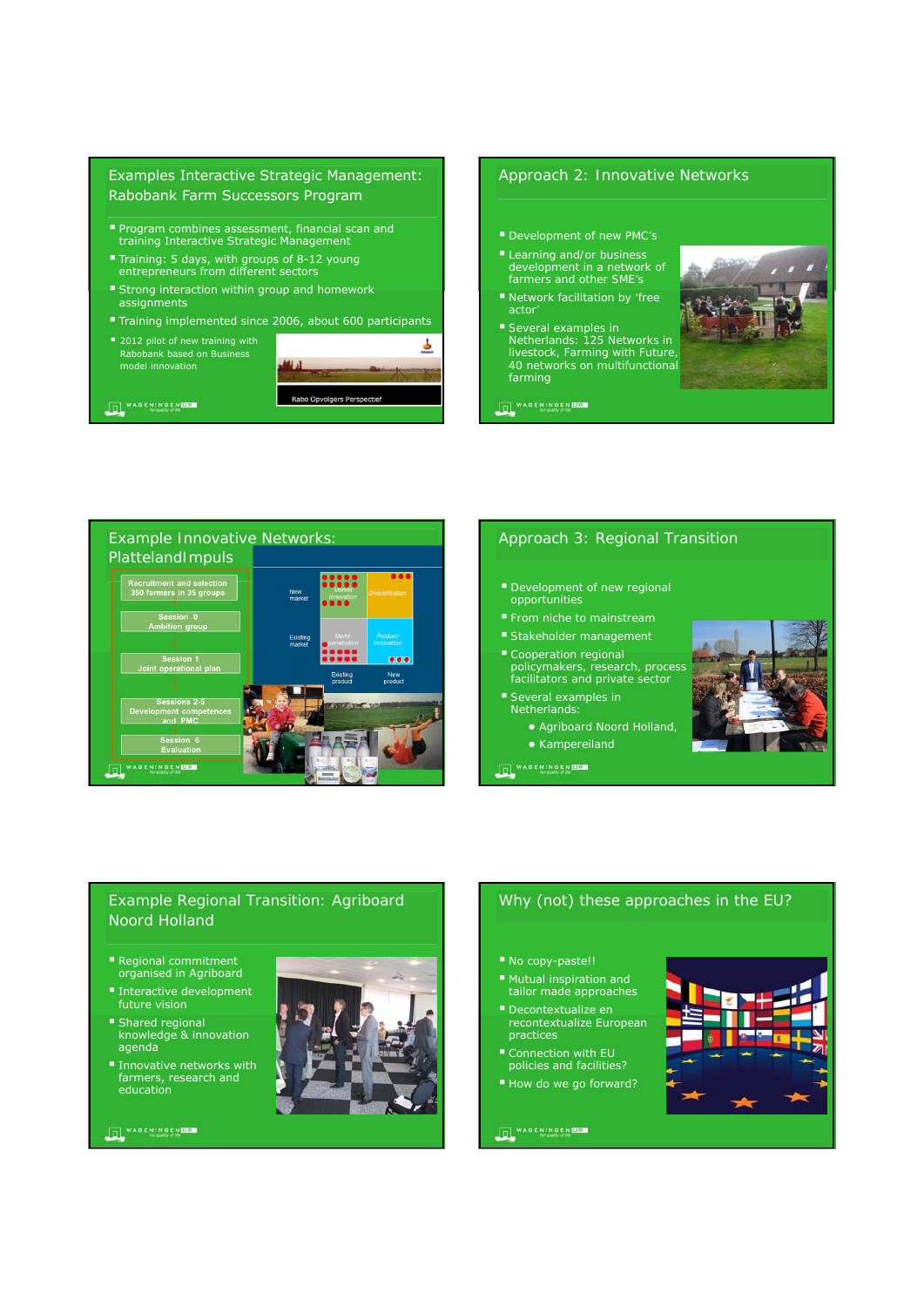## Examples Interactive Strategic Management: Rabobank Farm Successors Program

- Program combines assessment, financial scan and training Interactive Strategic Management
- Training: 5 days, with groups of 8-12 young entrepreneurs from different sectors
- Strong interaction within group and homework assignments
- Training implemented since 2006, about 600 participants
- 2012 pilot of new training with Rabobank based on Business model innovation

Rabo Opvolgers Perspectief

## Approach 2: Innovative Networks

- Development of new PMC's
- Learning and/or business development in a network of farmers and other SME's
- Network facilitation by 'free actor'
- Several examples in Netherlands: 125 Networks in livestock, Farming with Future, 40 networks on multifunctional farming

## Example Innovative Networks: PlattelandImpuls

- Recruitment and selection 350 farmers in 35 groups
- Session 0 Ambition group
- Session 1 Joint operational plan
- Sessions 2-5 Development competences and PMC
- Session 6 Evaluation

| | Existing product | New product |
|---|---|---|
| New market | Market innovation | Diversification |
| Existing market | Market penetration | Product innovation |

## Approach 3: Regional Transition

- Development of new regional opportunities
- From niche to mainstream
- Stakeholder management
- Cooperation regional policymakers, research, process facilitators and private sector
- Several examples in Netherlands:
  - Agriboard Noord Holland,
  - Kampereiland

## Example Regional Transition: Agriboard Noord Holland

- Regional commitment organised in Agriboard
- Interactive development future vision
- Shared regional knowledge & innovation agenda
- Innovative networks with farmers, research and education

## Why (not) these approaches in the EU?

- No copy-paste!!
- Mutual inspiration and tailor made approaches
- Decontextualize en recontextualize European practices
- Connection with EU policies and facilities?
- How do we go forward?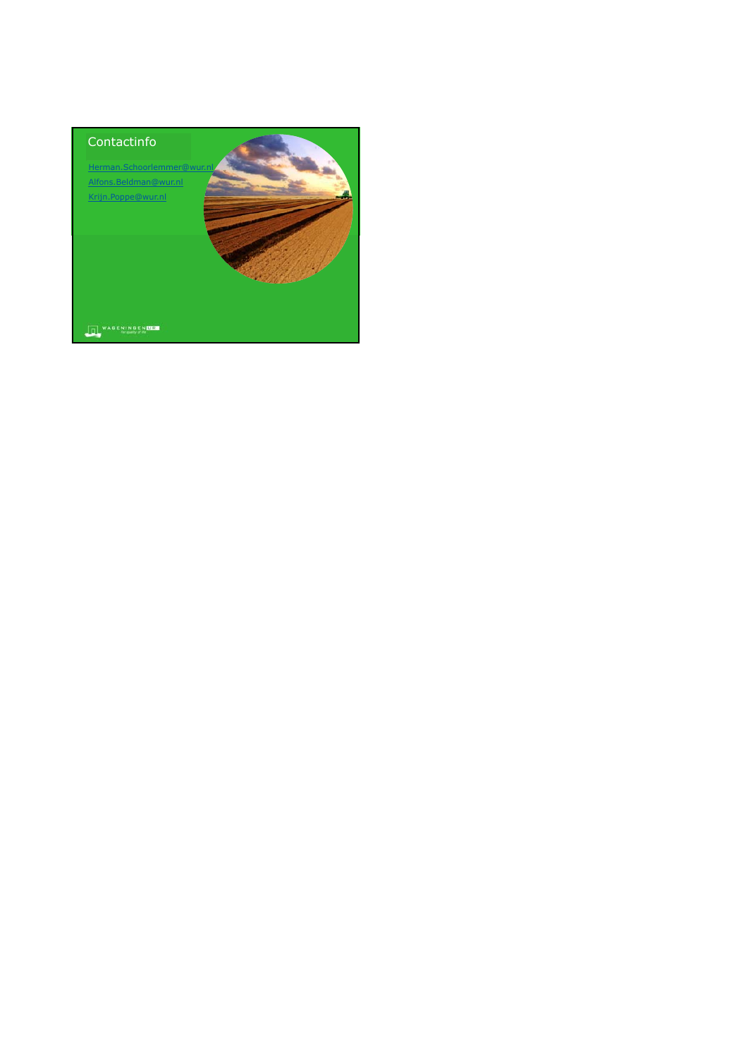# Contactinfo

Herman.Schoorlemmer@wur.nl

Alfons.Beldman@wur.nl

Krijn.Poppe@wur.nl